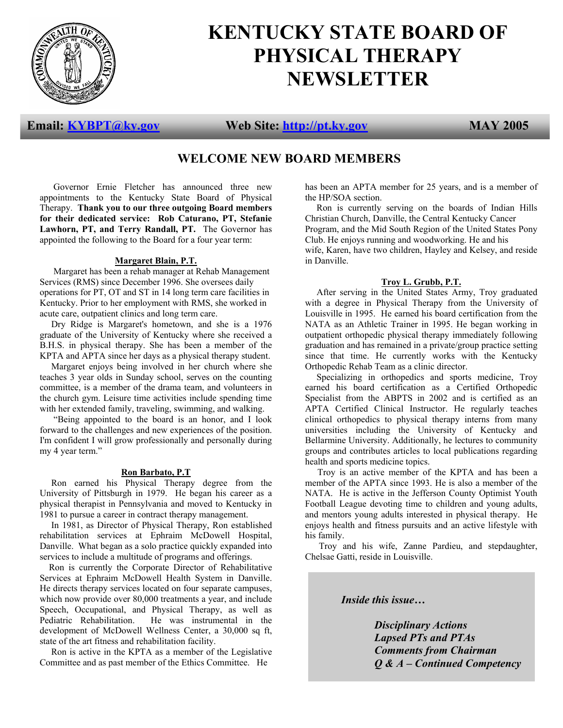# KENTUCKY STATE BOARD OF PHYSICAL THERAPY NEWSLETTER

**Email: KYBPT@ky.gov** **Web Site: http://pt.ky.gov** **MAY 2005**

## WELCOME NEW BOARD MEMBERS

Governor Ernie Fletcher has announced three new appointments to the Kentucky State Board of Physical Therapy. **Thank you to our three outgoing Board members for their dedicated service: Rob Caturano, PT, Stefanie Lawhorn, PT, and Terry Randall, PT.** The Governor has appointed the following to the Board for a four year term:

### Margaret Blain, P.T.

Margaret has been a rehab manager at Rehab Management Services (RMS) since December 1996. She oversees daily operations for PT, OT and ST in 14 long term care facilities in Kentucky. Prior to her employment with RMS, she worked in acute care, outpatient clinics and long term care.

Dry Ridge is Margaret's hometown, and she is a 1976 graduate of the University of Kentucky where she received a B.H.S. in physical therapy. She has been a member of the KPTA and APTA since her days as a physical therapy student.

Margaret enjoys being involved in her church where she teaches 3 year olds in Sunday school, serves on the counting committee, is a member of the drama team, and volunteers in the church gym. Leisure time activities include spending time with her extended family, traveling, swimming, and walking.

"Being appointed to the board is an honor, and I look forward to the challenges and new experiences of the position. I'm confident I will grow professionally and personally during my 4 year term."

### Ron Barbato, P.T

Ron earned his Physical Therapy degree from the University of Pittsburgh in 1979. He began his career as a physical therapist in Pennsylvania and moved to Kentucky in 1981 to pursue a career in contract therapy management.

In 1981, as Director of Physical Therapy, Ron established rehabilitation services at Ephraim McDowell Hospital, Danville. What began as a solo practice quickly expanded into services to include a multitude of programs and offerings.

Ron is currently the Corporate Director of Rehabilitative Services at Ephraim McDowell Health System in Danville. He directs therapy services located on four separate campuses, which now provide over 80,000 treatments a year, and include Speech, Occupational, and Physical Therapy, as well as Pediatric Rehabilitation. He was instrumental in the development of McDowell Wellness Center, a 30,000 sq ft, state of the art fitness and rehabilitation facility.

Ron is active in the KPTA as a member of the Legislative Committee and as past member of the Ethics Committee. He has been an APTA member for 25 years, and is a member of the HP/SOA section.

Ron is currently serving on the boards of Indian Hills Christian Church, Danville, the Central Kentucky Cancer Program, and the Mid South Region of the United States Pony Club. He enjoys running and woodworking. He and his wife, Karen, have two children, Hayley and Kelsey, and reside in Danville.

### Troy L. Grubb, P.T.

After serving in the United States Army, Troy graduated with a degree in Physical Therapy from the University of Louisville in 1995. He earned his board certification from the NATA as an Athletic Trainer in 1995. He began working in outpatient orthopedic physical therapy immediately following graduation and has remained in a private/group practice setting since that time. He currently works with the Kentucky Orthopedic Rehab Team as a clinic director.

Specializing in orthopedics and sports medicine, Troy earned his board certification as a Certified Orthopedic Specialist from the ABPTS in 2002 and is certified as an APTA Certified Clinical Instructor. He regularly teaches clinical orthopedics to physical therapy interns from many universities including the University of Kentucky and Bellarmine University. Additionally, he lectures to community groups and contributes articles to local publications regarding health and sports medicine topics.

Troy is an active member of the KPTA and has been a member of the APTA since 1993. He is also a member of the NATA. He is active in the Jefferson County Optimist Youth Football League devoting time to children and young adults, and mentors young adults interested in physical therapy. He enjoys health and fitness pursuits and an active lifestyle with his family.

Troy and his wife, Zanne Pardieu, and stepdaughter, Chelsae Gatti, reside in Louisville.

---

***Inside this issue…***

- ***Disciplinary Actions***
- ***Lapsed PTs and PTAs***
- ***Comments from Chairman***
- ***Q & A – Continued Competency***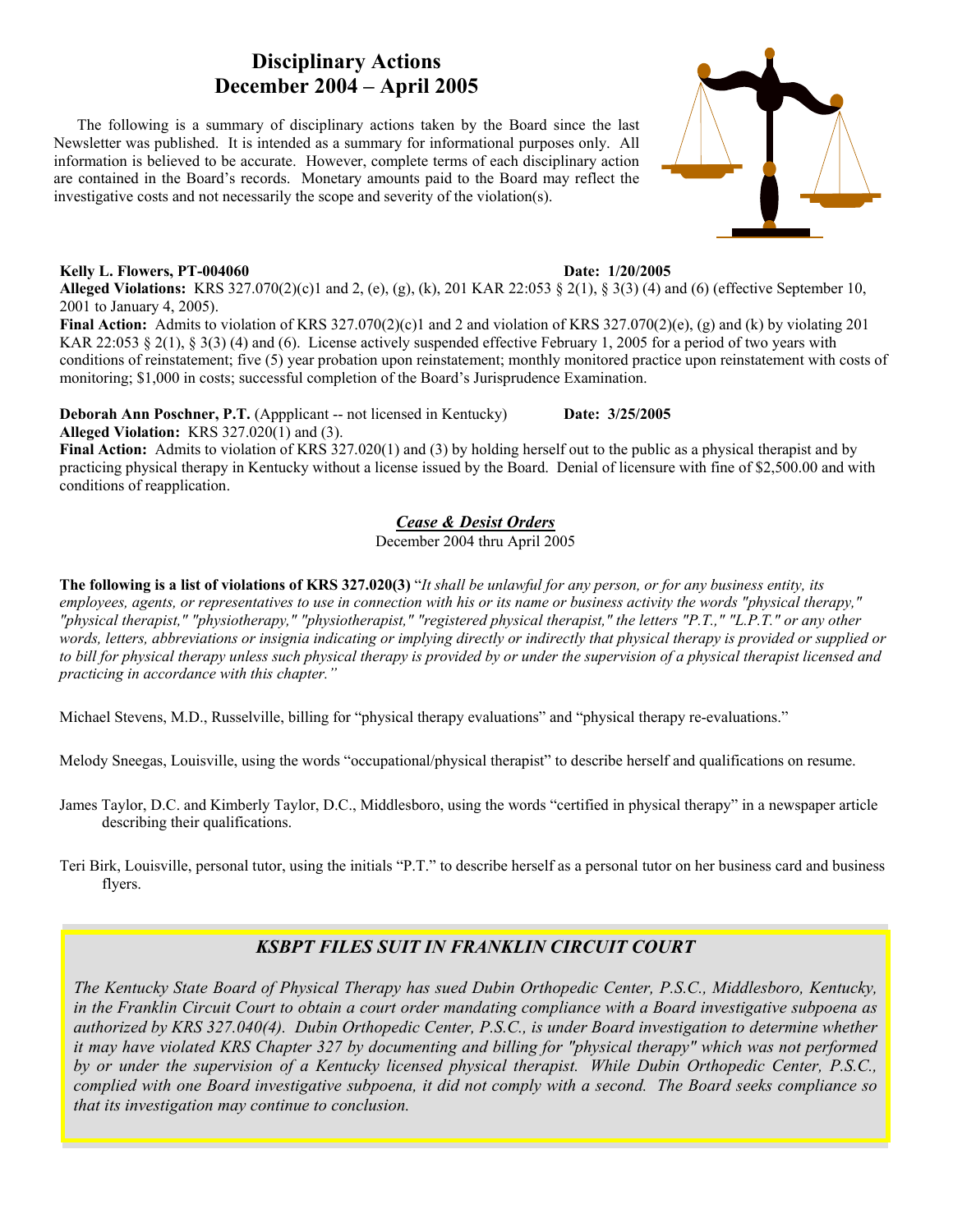# Disciplinary Actions
## December 2004 – April 2005

The following is a summary of disciplinary actions taken by the Board since the last Newsletter was published. It is intended as a summary for informational purposes only. All information is believed to be accurate. However, complete terms of each disciplinary action are contained in the Board's records. Monetary amounts paid to the Board may reflect the investigative costs and not necessarily the scope and severity of the violation(s).

**Kelly L. Flowers, PT-004060** **Date: 1/20/2005**
**Alleged Violations:** KRS 327.070(2)(c)1 and 2, (e), (g), (k), 201 KAR 22:053 § 2(1), § 3(3) (4) and (6) (effective September 10, 2001 to January 4, 2005).
**Final Action:** Admits to violation of KRS 327.070(2)(c)1 and 2 and violation of KRS 327.070(2)(e), (g) and (k) by violating 201 KAR 22:053 § 2(1), § 3(3) (4) and (6). License actively suspended effective February 1, 2005 for a period of two years with conditions of reinstatement; five (5) year probation upon reinstatement; monthly monitored practice upon reinstatement with costs of monitoring; $1,000 in costs; successful completion of the Board's Jurisprudence Examination.

**Deborah Ann Poschner, P.T.** (Appplicant -- not licensed in Kentucky) **Date: 3/25/2005**
**Alleged Violation:** KRS 327.020(1) and (3).
**Final Action:** Admits to violation of KRS 327.020(1) and (3) by holding herself out to the public as a physical therapist and by practicing physical therapy in Kentucky without a license issued by the Board. Denial of licensure with fine of $2,500.00 and with conditions of reapplication.

### *Cease & Desist Orders*

December 2004 thru April 2005

**The following is a list of violations of KRS 327.020(3)** "*It shall be unlawful for any person, or for any business entity, its employees, agents, or representatives to use in connection with his or its name or business activity the words "physical therapy," "physical therapist," "physiotherapy," "physiotherapist," "registered physical therapist," the letters "P.T.," "L.P.T." or any other words, letters, abbreviations or insignia indicating or implying directly or indirectly that physical therapy is provided or supplied or to bill for physical therapy unless such physical therapy is provided by or under the supervision of a physical therapist licensed and practicing in accordance with this chapter.*"

Michael Stevens, M.D., Russelville, billing for "physical therapy evaluations" and "physical therapy re-evaluations."

Melody Sneegas, Louisville, using the words "occupational/physical therapist" to describe herself and qualifications on resume.

James Taylor, D.C. and Kimberly Taylor, D.C., Middlesboro, using the words "certified in physical therapy" in a newspaper article describing their qualifications.

Teri Birk, Louisville, personal tutor, using the initials "P.T." to describe herself as a personal tutor on her business card and business flyers.

### *KSBPT FILES SUIT IN FRANKLIN CIRCUIT COURT*

*The Kentucky State Board of Physical Therapy has sued Dubin Orthopedic Center, P.S.C., Middlesboro, Kentucky, in the Franklin Circuit Court to obtain a court order mandating compliance with a Board investigative subpoena as authorized by KRS 327.040(4). Dubin Orthopedic Center, P.S.C., is under Board investigation to determine whether it may have violated KRS Chapter 327 by documenting and billing for "physical therapy" which was not performed by or under the supervision of a Kentucky licensed physical therapist. While Dubin Orthopedic Center, P.S.C., complied with one Board investigative subpoena, it did not comply with a second. The Board seeks compliance so that its investigation may continue to conclusion.*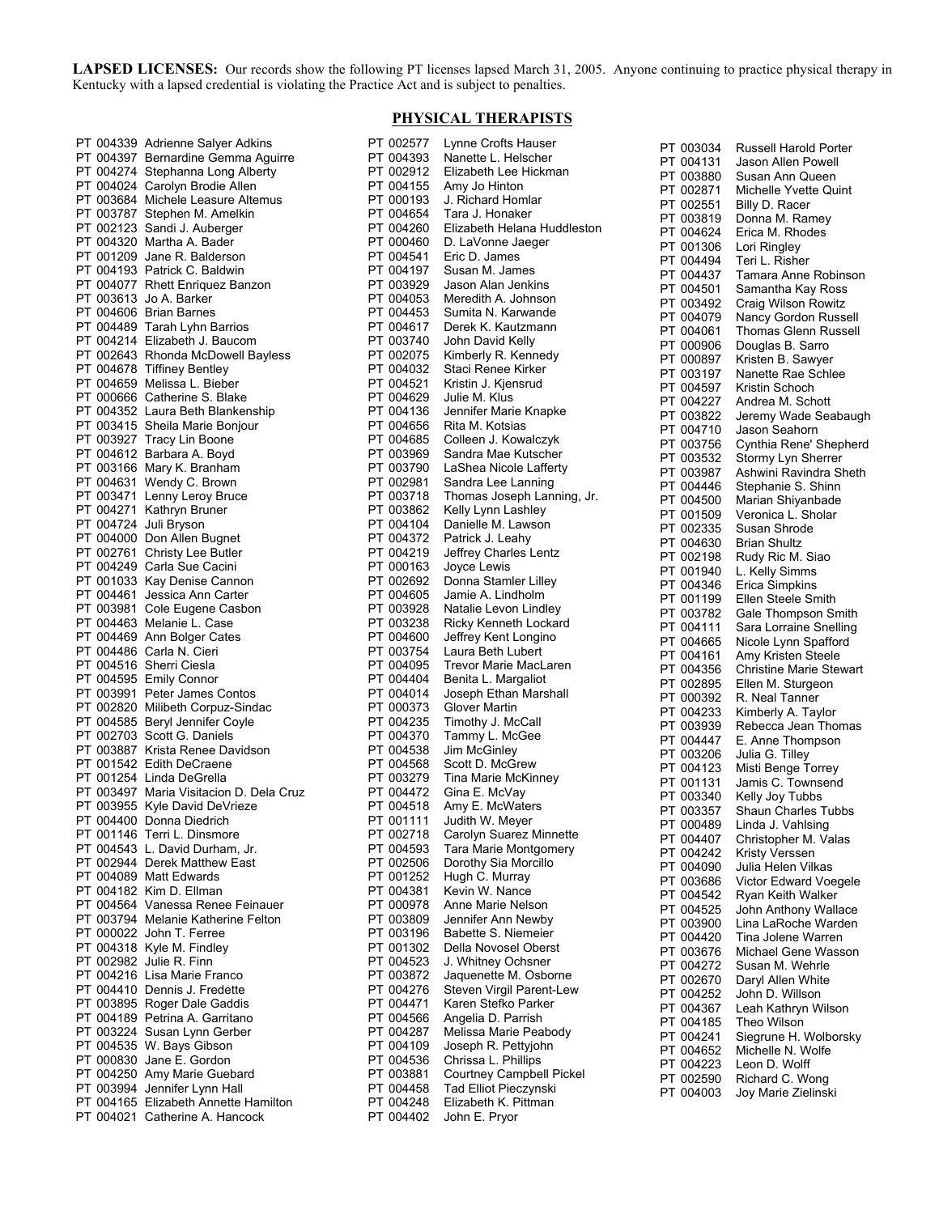**LAPSED LICENSES:** Our records show the following PT licenses lapsed March 31, 2005. Anyone continuing to practice physical therapy in Kentucky with a lapsed credential is violating the Practice Act and is subject to penalties.

## PHYSICAL THERAPISTS

PT 004339 Adrienne Salyer Adkins
PT 004397 Bernardine Gemma Aguirre
PT 004274 Stephanna Long Alberty
PT 004024 Carolyn Brodie Allen
PT 003684 Michele Leasure Altemus
PT 003787 Stephen M. Amelkin
PT 002123 Sandi J. Auberger
PT 004320 Martha A. Bader
PT 001209 Jane R. Balderson
PT 004193 Patrick C. Baldwin
PT 004077 Rhett Enriquez Banzon
PT 003613 Jo A. Barker
PT 004606 Brian Barnes
PT 004489 Tarah Lyhn Barrios
PT 004214 Elizabeth J. Baucom
PT 002643 Rhonda McDowell Bayless
PT 004678 Tiffiney Bentley
PT 004659 Melissa L. Bieber
PT 000666 Catherine S. Blake
PT 004352 Laura Beth Blankenship
PT 003415 Sheila Marie Bonjour
PT 003927 Tracy Lin Boone
PT 004612 Barbara A. Boyd
PT 003166 Mary K. Branham
PT 004631 Wendy C. Brown
PT 003471 Lenny Leroy Bruce
PT 004271 Kathryn Bruner
PT 004724 Juli Bryson
PT 004000 Don Allen Bugnet
PT 002761 Christy Lee Butler
PT 004249 Carla Sue Cacini
PT 001033 Kay Denise Cannon
PT 004461 Jessica Ann Carter
PT 003981 Cole Eugene Casbon
PT 004463 Melanie L. Case
PT 004469 Ann Bolger Cates
PT 004486 Carla N. Cieri
PT 004516 Sherri Ciesla
PT 004595 Emily Connor
PT 003991 Peter James Contos
PT 002820 Milibeth Corpuz-Sindac
PT 004585 Beryl Jennifer Coyle
PT 002703 Scott G. Daniels
PT 003887 Krista Renee Davidson
PT 001542 Edith DeCraene
PT 001254 Linda DeGrella
PT 003497 Maria Visitacion D. Dela Cruz
PT 003955 Kyle David DeVrieze
PT 004400 Donna Diedrich
PT 001146 Terri L. Dinsmore
PT 004543 L. David Durham, Jr.
PT 002944 Derek Matthew East
PT 004089 Matt Edwards
PT 004182 Kim D. Ellman
PT 004564 Vanessa Renee Feinauer
PT 003794 Melanie Katherine Felton
PT 000022 John T. Ferree
PT 004318 Kyle M. Findley
PT 002982 Julie R. Finn
PT 004216 Lisa Marie Franco
PT 004410 Dennis J. Fredette
PT 003895 Roger Dale Gaddis
PT 004189 Petrina A. Garritano
PT 003224 Susan Lynn Gerber
PT 004535 W. Bays Gibson
PT 000830 Jane E. Gordon
PT 004250 Amy Marie Guebard
PT 003994 Jennifer Lynn Hall
PT 004165 Elizabeth Annette Hamilton
PT 004021 Catherine A. Hancock
PT 002577 Lynne Crofts Hauser
PT 004393 Nanette L. Helscher
PT 002912 Elizabeth Lee Hickman
PT 004155 Amy Jo Hinton
PT 000193 J. Richard Homlar
PT 004654 Tara J. Honaker
PT 004260 Elizabeth Helana Huddleston
PT 000460 D. LaVonne Jaeger
PT 004541 Eric D. James
PT 004197 Susan M. James
PT 003929 Jason Alan Jenkins
PT 004053 Meredith A. Johnson
PT 004453 Sumita N. Karwande
PT 004617 Derek K. Kautzmann
PT 003740 John David Kelly
PT 002075 Kimberly R. Kennedy
PT 004032 Staci Renee Kirker
PT 004521 Kristin J. Kjensrud
PT 004629 Julie M. Klus
PT 004136 Jennifer Marie Knapke
PT 004656 Rita M. Kotsias
PT 004685 Colleen J. Kowalczyk
PT 003969 Sandra Mae Kutscher
PT 003790 LaShea Nicole Lafferty
PT 002981 Sandra Lee Lanning
PT 003718 Thomas Joseph Lanning, Jr.
PT 003862 Kelly Lynn Lashley
PT 004104 Danielle M. Lawson
PT 004372 Patrick J. Leahy
PT 004219 Jeffrey Charles Lentz
PT 000163 Joyce Lewis
PT 002692 Donna Stamler Lilley
PT 004605 Jamie A. Lindholm
PT 003928 Natalie Levon Lindley
PT 003238 Ricky Kenneth Lockard
PT 004600 Jeffrey Kent Longino
PT 003754 Laura Beth Lubert
PT 004095 Trevor Marie MacLaren
PT 004404 Benita L. Margaliot
PT 004014 Joseph Ethan Marshall
PT 000373 Glover Martin
PT 004235 Timothy J. McCall
PT 004370 Tammy L. McGee
PT 004538 Jim McGinley
PT 004568 Scott D. McGrew
PT 003279 Tina Marie McKinney
PT 004472 Gina E. McVay
PT 004518 Amy E. McWaters
PT 001111 Judith W. Meyer
PT 002718 Carolyn Suarez Minnette
PT 004593 Tara Marie Montgomery
PT 002506 Dorothy Sia Morcillo
PT 001252 Hugh C. Murray
PT 004381 Kevin W. Nance
PT 000978 Anne Marie Nelson
PT 003809 Jennifer Ann Newby
PT 003196 Babette S. Niemeier
PT 001302 Della Novosel Oberst
PT 004523 J. Whitney Ochsner
PT 003872 Jaquenette M. Osborne
PT 004276 Steven Virgil Parent-Lew
PT 004471 Karen Stefko Parker
PT 004566 Angelia D. Parrish
PT 004287 Melissa Marie Peabody
PT 004109 Joseph R. Pettyjohn
PT 004536 Chrissa L. Phillips
PT 003881 Courtney Campbell Pickel
PT 004458 Tad Elliot Pieczynski
PT 004248 Elizabeth K. Pittman
PT 004402 John E. Pryor
PT 003034 Russell Harold Porter
PT 004131 Jason Allen Powell
PT 003880 Susan Ann Queen
PT 002871 Michelle Yvette Quint
PT 002551 Billy D. Racer
PT 003819 Donna M. Ramey
PT 004624 Erica M. Rhodes
PT 001306 Lori Ringley
PT 004494 Teri L. Risher
PT 004437 Tamara Anne Robinson
PT 004501 Samantha Kay Ross
PT 003492 Craig Wilson Rowitz
PT 004079 Nancy Gordon Russell
PT 004061 Thomas Glenn Russell
PT 000906 Douglas B. Sarro
PT 000897 Kristen B. Sawyer
PT 003197 Nanette Rae Schlee
PT 004597 Kristin Schoch
PT 004227 Andrea M. Schott
PT 003822 Jeremy Wade Seabaugh
PT 004710 Jason Seahorn
PT 003756 Cynthia Rene' Shepherd
PT 003532 Stormy Lyn Sherrer
PT 003987 Ashwini Ravindra Sheth
PT 004446 Stephanie S. Shinn
PT 004500 Marian Shiyanbade
PT 001509 Veronica L. Sholar
PT 002335 Susan Shrode
PT 004630 Brian Shultz
PT 002198 Rudy Ric M. Siao
PT 001940 L. Kelly Simms
PT 004346 Erica Simpkins
PT 001199 Ellen Steele Smith
PT 003782 Gale Thompson Smith
PT 004111 Sara Lorraine Snelling
PT 004665 Nicole Lynn Spafford
PT 004161 Amy Kristen Steele
PT 004356 Christine Marie Stewart
PT 002895 Ellen M. Sturgeon
PT 000392 R. Neal Tanner
PT 004233 Kimberly A. Taylor
PT 003939 Rebecca Jean Thomas
PT 004447 E. Anne Thompson
PT 003206 Julia G. Tilley
PT 004123 Misti Benge Torrey
PT 001131 Jamis C. Townsend
PT 003340 Kelly Joy Tubbs
PT 003357 Shaun Charles Tubbs
PT 000489 Linda J. Vahlsing
PT 004407 Christopher M. Valas
PT 004242 Kristy Verssen
PT 004090 Julia Helen Vilkas
PT 003686 Victor Edward Voegele
PT 004542 Ryan Keith Walker
PT 004525 John Anthony Wallace
PT 003900 Lina LaRoche Warden
PT 004420 Tina Jolene Warren
PT 003676 Michael Gene Wasson
PT 004272 Susan M. Wehrle
PT 002670 Daryl Allen White
PT 004252 John D. Willson
PT 004367 Leah Kathryn Wilson
PT 004185 Theo Wilson
PT 004241 Siegrune H. Wolborsky
PT 004652 Michelle N. Wolfe
PT 004223 Leon D. Wolff
PT 002590 Richard C. Wong
PT 004003 Joy Marie Zielinski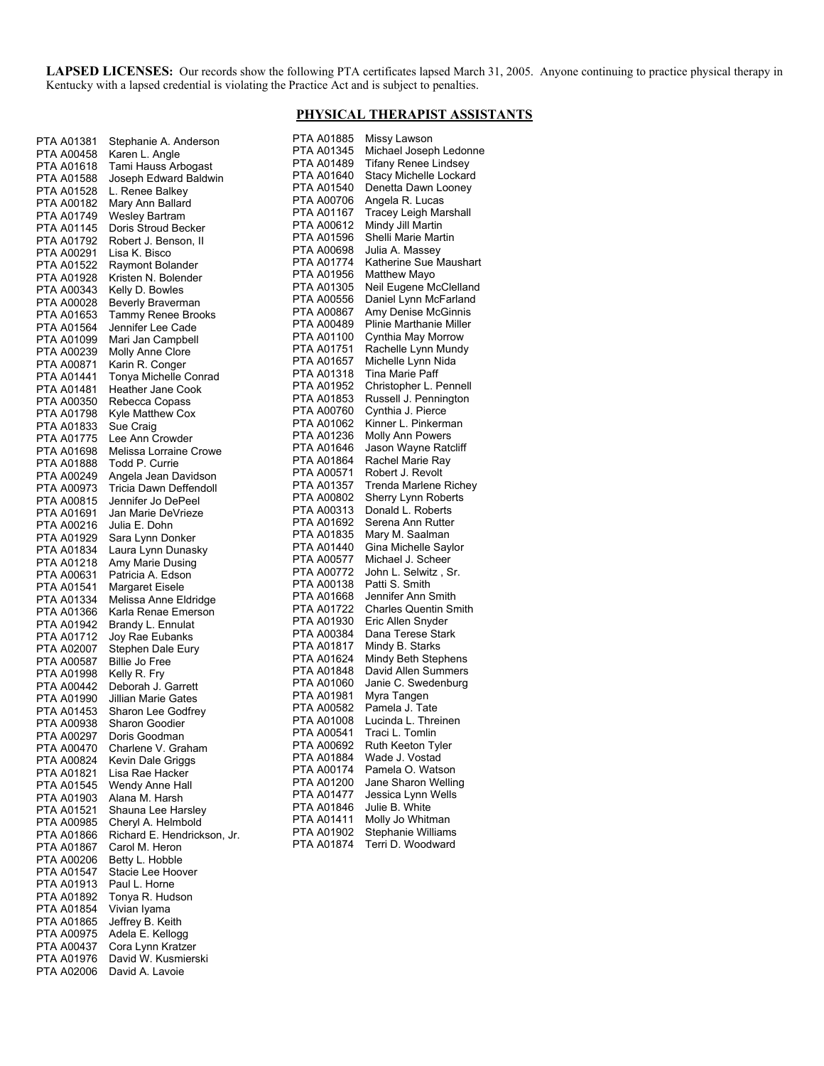**LAPSED LICENSES:** Our records show the following PTA certificates lapsed March 31, 2005. Anyone continuing to practice physical therapy in Kentucky with a lapsed credential is violating the Practice Act and is subject to penalties.

## PHYSICAL THERAPIST ASSISTANTS

| License | Name |
|---|---|
| PTA A01381 | Stephanie A. Anderson |
| PTA A00458 | Karen L. Angle |
| PTA A01618 | Tami Hauss Arbogast |
| PTA A01588 | Joseph Edward Baldwin |
| PTA A01528 | L. Renee Balkey |
| PTA A00182 | Mary Ann Ballard |
| PTA A01749 | Wesley Bartram |
| PTA A01145 | Doris Stroud Becker |
| PTA A01792 | Robert J. Benson, II |
| PTA A00291 | Lisa K. Bisco |
| PTA A01522 | Raymont Bolander |
| PTA A01928 | Kristen N. Bolender |
| PTA A00343 | Kelly D. Bowles |
| PTA A00028 | Beverly Braverman |
| PTA A01653 | Tammy Renee Brooks |
| PTA A01564 | Jennifer Lee Cade |
| PTA A01099 | Mari Jan Campbell |
| PTA A00239 | Molly Anne Clore |
| PTA A00871 | Karin R. Conger |
| PTA A01441 | Tonya Michelle Conrad |
| PTA A01481 | Heather Jane Cook |
| PTA A00350 | Rebecca Copass |
| PTA A01798 | Kyle Matthew Cox |
| PTA A01833 | Sue Craig |
| PTA A01775 | Lee Ann Crowder |
| PTA A01698 | Melissa Lorraine Crowe |
| PTA A01888 | Todd P. Currie |
| PTA A00249 | Angela Jean Davidson |
| PTA A00973 | Tricia Dawn Deffendoll |
| PTA A00815 | Jennifer Jo DePeel |
| PTA A01691 | Jan Marie DeVrieze |
| PTA A00216 | Julia E. Dohn |
| PTA A01929 | Sara Lynn Donker |
| PTA A01834 | Laura Lynn Dunasky |
| PTA A01218 | Amy Marie Dusing |
| PTA A00631 | Patricia A. Edson |
| PTA A01541 | Margaret Eisele |
| PTA A01334 | Melissa Anne Eldridge |
| PTA A01366 | Karla Renae Emerson |
| PTA A01942 | Brandy L. Ennulat |
| PTA A01712 | Joy Rae Eubanks |
| PTA A02007 | Stephen Dale Eury |
| PTA A00587 | Billie Jo Free |
| PTA A01998 | Kelly R. Fry |
| PTA A00442 | Deborah J. Garrett |
| PTA A01990 | Jillian Marie Gates |
| PTA A01453 | Sharon Lee Godfrey |
| PTA A00938 | Sharon Goodier |
| PTA A00297 | Doris Goodman |
| PTA A00470 | Charlene V. Graham |
| PTA A00824 | Kevin Dale Griggs |
| PTA A01821 | Lisa Rae Hacker |
| PTA A01545 | Wendy Anne Hall |
| PTA A01903 | Alana M. Harsh |
| PTA A01521 | Shauna Lee Harsley |
| PTA A00985 | Cheryl A. Helmbold |
| PTA A01866 | Richard E. Hendrickson, Jr. |
| PTA A01867 | Carol M. Heron |
| PTA A00206 | Betty L. Hobble |
| PTA A01547 | Stacie Lee Hoover |
| PTA A01913 | Paul L. Horne |
| PTA A01892 | Tonya R. Hudson |
| PTA A01854 | Vivian Iyama |
| PTA A01865 | Jeffrey B. Keith |
| PTA A00975 | Adela E. Kellogg |
| PTA A00437 | Cora Lynn Kratzer |
| PTA A01976 | David W. Kusmierski |
| PTA A02006 | David A. Lavoie |
| PTA A01885 | Missy Lawson |
| PTA A01345 | Michael Joseph Ledonne |
| PTA A01489 | Tifany Renee Lindsey |
| PTA A01640 | Stacy Michelle Lockard |
| PTA A01540 | Denetta Dawn Looney |
| PTA A00706 | Angela R. Lucas |
| PTA A01167 | Tracey Leigh Marshall |
| PTA A00612 | Mindy Jill Martin |
| PTA A01596 | Shelli Marie Martin |
| PTA A00698 | Julia A. Massey |
| PTA A01774 | Katherine Sue Maushart |
| PTA A01956 | Matthew Mayo |
| PTA A01305 | Neil Eugene McClelland |
| PTA A00556 | Daniel Lynn McFarland |
| PTA A00867 | Amy Denise McGinnis |
| PTA A00489 | Plinie Marthanie Miller |
| PTA A01100 | Cynthia May Morrow |
| PTA A01751 | Rachelle Lynn Mundy |
| PTA A01657 | Michelle Lynn Nida |
| PTA A01318 | Tina Marie Paff |
| PTA A01952 | Christopher L. Pennell |
| PTA A01853 | Russell J. Pennington |
| PTA A00760 | Cynthia J. Pierce |
| PTA A01062 | Kinner L. Pinkerman |
| PTA A01236 | Molly Ann Powers |
| PTA A01646 | Jason Wayne Ratcliff |
| PTA A01864 | Rachel Marie Ray |
| PTA A00571 | Robert J. Revolt |
| PTA A01357 | Trenda Marlene Richey |
| PTA A00802 | Sherry Lynn Roberts |
| PTA A00313 | Donald L. Roberts |
| PTA A01692 | Serena Ann Rutter |
| PTA A01835 | Mary M. Saalman |
| PTA A01440 | Gina Michelle Saylor |
| PTA A00577 | Michael J. Scheer |
| PTA A00772 | John L. Selwitz , Sr. |
| PTA A00138 | Patti S. Smith |
| PTA A01668 | Jennifer Ann Smith |
| PTA A01722 | Charles Quentin Smith |
| PTA A01930 | Eric Allen Snyder |
| PTA A00384 | Dana Terese Stark |
| PTA A01817 | Mindy B. Starks |
| PTA A01624 | Mindy Beth Stephens |
| PTA A01848 | David Allen Summers |
| PTA A01060 | Janie C. Swedenburg |
| PTA A01981 | Myra Tangen |
| PTA A00582 | Pamela J. Tate |
| PTA A01008 | Lucinda L. Threinen |
| PTA A00541 | Traci L. Tomlin |
| PTA A00692 | Ruth Keeton Tyler |
| PTA A01884 | Wade J. Vostad |
| PTA A00174 | Pamela O. Watson |
| PTA A01200 | Jane Sharon Welling |
| PTA A01477 | Jessica Lynn Wells |
| PTA A01846 | Julie B. White |
| PTA A01411 | Molly Jo Whitman |
| PTA A01902 | Stephanie Williams |
| PTA A01874 | Terri D. Woodward |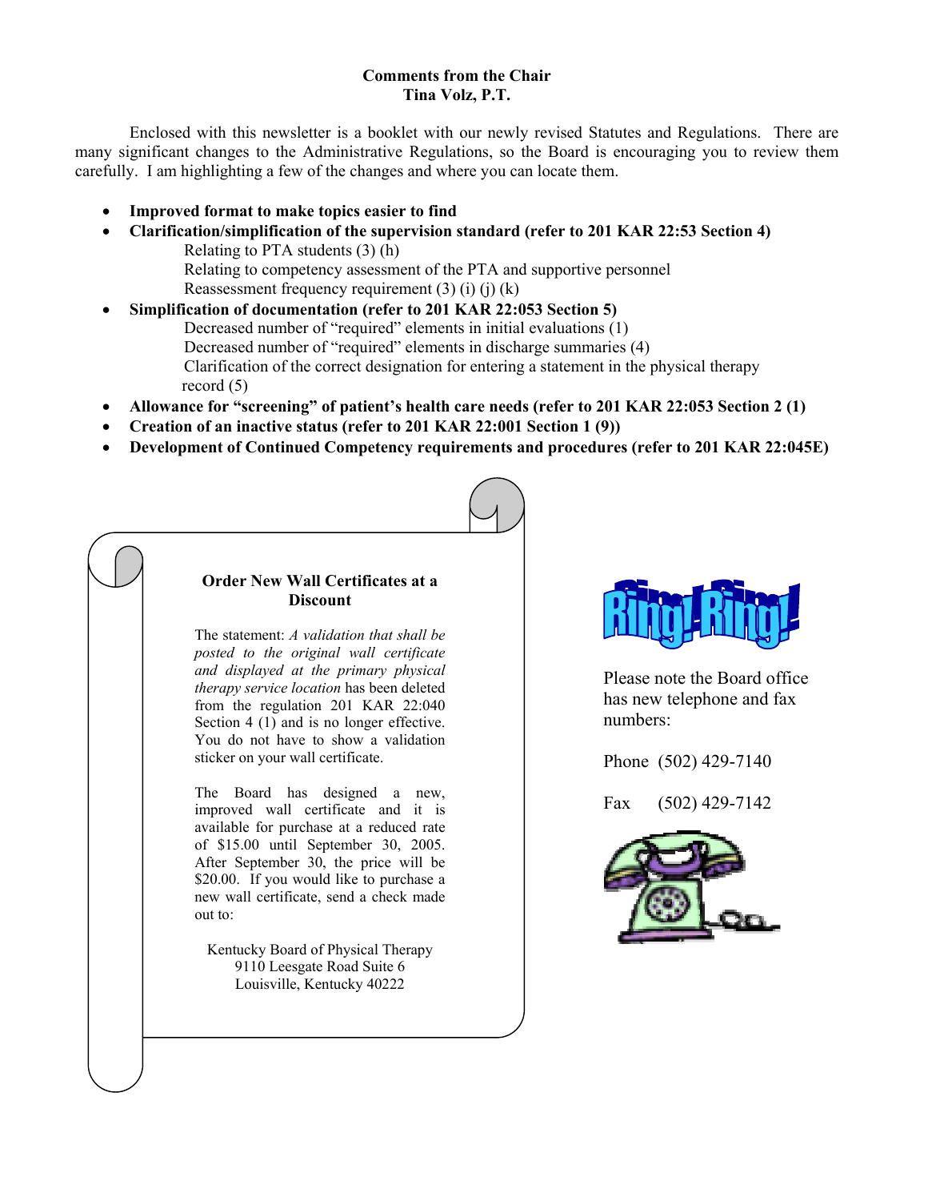## Comments from the Chair
**Tina Volz, P.T.**

Enclosed with this newsletter is a booklet with our newly revised Statutes and Regulations. There are many significant changes to the Administrative Regulations, so the Board is encouraging you to review them carefully. I am highlighting a few of the changes and where you can locate them.

- **Improved format to make topics easier to find**
- **Clarification/simplification of the supervision standard (refer to 201 KAR 22:53 Section 4)**
  - Relating to PTA students (3) (h)
  - Relating to competency assessment of the PTA and supportive personnel
  - Reassessment frequency requirement (3) (i) (j) (k)
- **Simplification of documentation (refer to 201 KAR 22:053 Section 5)**
  - Decreased number of "required" elements in initial evaluations (1)
  - Decreased number of "required" elements in discharge summaries (4)
  - Clarification of the correct designation for entering a statement in the physical therapy record (5)
- **Allowance for "screening" of patient's health care needs (refer to 201 KAR 22:053 Section 2 (1)**
- **Creation of an inactive status (refer to 201 KAR 22:001 Section 1 (9))**
- **Development of Continued Competency requirements and procedures (refer to 201 KAR 22:045E)**

### Order New Wall Certificates at a Discount

The statement: *A validation that shall be posted to the original wall certificate and displayed at the primary physical therapy service location* has been deleted from the regulation 201 KAR 22:040 Section 4 (1) and is no longer effective. You do not have to show a validation sticker on your wall certificate.

The Board has designed a new, improved wall certificate and it is available for purchase at a reduced rate of $15.00 until September 30, 2005. After September 30, the price will be $20.00. If you would like to purchase a new wall certificate, send a check made out to:

Kentucky Board of Physical Therapy
9110 Leesgate Road Suite 6
Louisville, Kentucky 40222

### Ring! Ring!

Please note the Board office has new telephone and fax numbers:

Phone (502) 429-7140

Fax (502) 429-7142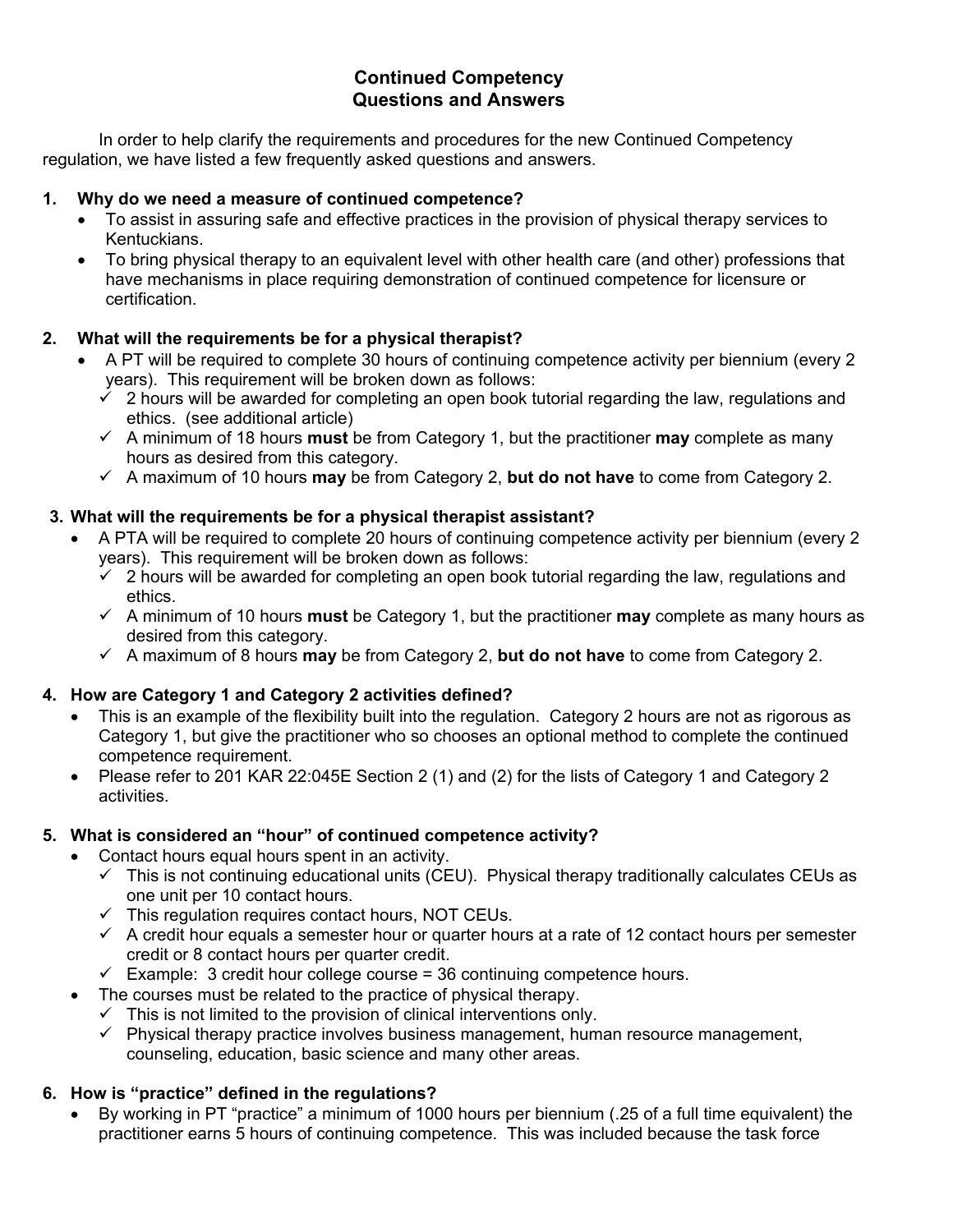# Continued Competency
# Questions and Answers

In order to help clarify the requirements and procedures for the new Continued Competency regulation, we have listed a few frequently asked questions and answers.

**1. Why do we need a measure of continued competence?**

- To assist in assuring safe and effective practices in the provision of physical therapy services to Kentuckians.
- To bring physical therapy to an equivalent level with other health care (and other) professions that have mechanisms in place requiring demonstration of continued competence for licensure or certification.

**2. What will the requirements be for a physical therapist?**

- A PT will be required to complete 30 hours of continuing competence activity per biennium (every 2 years). This requirement will be broken down as follows:
  - ✓ 2 hours will be awarded for completing an open book tutorial regarding the law, regulations and ethics. (see additional article)
  - ✓ A minimum of 18 hours **must** be from Category 1, but the practitioner **may** complete as many hours as desired from this category.
  - ✓ A maximum of 10 hours **may** be from Category 2, **but do not have** to come from Category 2.

**3. What will the requirements be for a physical therapist assistant?**

- A PTA will be required to complete 20 hours of continuing competence activity per biennium (every 2 years). This requirement will be broken down as follows:
  - ✓ 2 hours will be awarded for completing an open book tutorial regarding the law, regulations and ethics.
  - ✓ A minimum of 10 hours **must** be Category 1, but the practitioner **may** complete as many hours as desired from this category.
  - ✓ A maximum of 8 hours **may** be from Category 2, **but do not have** to come from Category 2.

**4. How are Category 1 and Category 2 activities defined?**

- This is an example of the flexibility built into the regulation. Category 2 hours are not as rigorous as Category 1, but give the practitioner who so chooses an optional method to complete the continued competence requirement.
- Please refer to 201 KAR 22:045E Section 2 (1) and (2) for the lists of Category 1 and Category 2 activities.

**5. What is considered an "hour" of continued competence activity?**

- Contact hours equal hours spent in an activity.
  - ✓ This is not continuing educational units (CEU). Physical therapy traditionally calculates CEUs as one unit per 10 contact hours.
  - ✓ This regulation requires contact hours, NOT CEUs.
  - ✓ A credit hour equals a semester hour or quarter hours at a rate of 12 contact hours per semester credit or 8 contact hours per quarter credit.
  - ✓ Example: 3 credit hour college course = 36 continuing competence hours.
- The courses must be related to the practice of physical therapy.
  - ✓ This is not limited to the provision of clinical interventions only.
  - ✓ Physical therapy practice involves business management, human resource management, counseling, education, basic science and many other areas.

**6. How is "practice" defined in the regulations?**

- By working in PT "practice" a minimum of 1000 hours per biennium (.25 of a full time equivalent) the practitioner earns 5 hours of continuing competence. This was included because the task force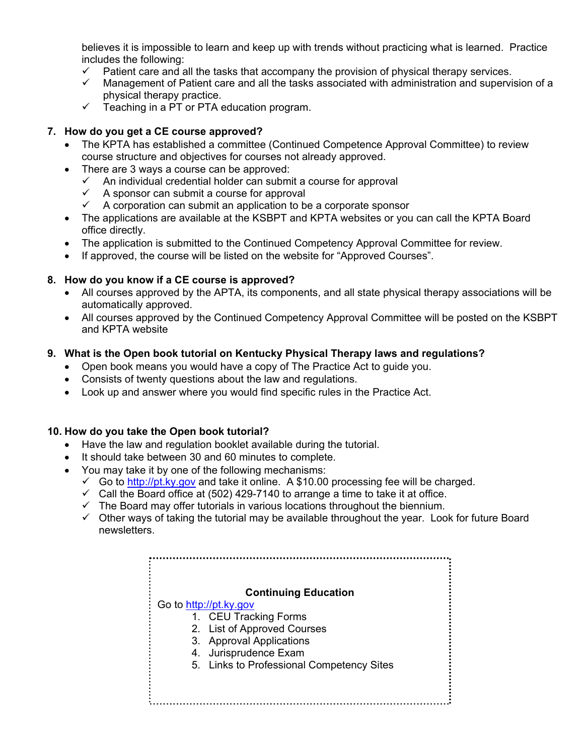believes it is impossible to learn and keep up with trends without practicing what is learned. Practice includes the following:

- ✓ Patient care and all the tasks that accompany the provision of physical therapy services.
- ✓ Management of Patient care and all the tasks associated with administration and supervision of a physical therapy practice.
- ✓ Teaching in a PT or PTA education program.

**7. How do you get a CE course approved?**

- The KPTA has established a committee (Continued Competence Approval Committee) to review course structure and objectives for courses not already approved.
- There are 3 ways a course can be approved:
  - ✓ An individual credential holder can submit a course for approval
  - ✓ A sponsor can submit a course for approval
  - ✓ A corporation can submit an application to be a corporate sponsor
- The applications are available at the KSBPT and KPTA websites or you can call the KPTA Board office directly.
- The application is submitted to the Continued Competency Approval Committee for review.
- If approved, the course will be listed on the website for "Approved Courses".

**8. How do you know if a CE course is approved?**

- All courses approved by the APTA, its components, and all state physical therapy associations will be automatically approved.
- All courses approved by the Continued Competency Approval Committee will be posted on the KSBPT and KPTA website

**9. What is the Open book tutorial on Kentucky Physical Therapy laws and regulations?**

- Open book means you would have a copy of The Practice Act to guide you.
- Consists of twenty questions about the law and regulations.
- Look up and answer where you would find specific rules in the Practice Act.

**10. How do you take the Open book tutorial?**

- Have the law and regulation booklet available during the tutorial.
- It should take between 30 and 60 minutes to complete.
- You may take it by one of the following mechanisms:
  - ✓ Go to http://pt.ky.gov and take it online. A $10.00 processing fee will be charged.
  - ✓ Call the Board office at (502) 429-7140 to arrange a time to take it at office.
  - ✓ The Board may offer tutorials in various locations throughout the biennium.
  - ✓ Other ways of taking the tutorial may be available throughout the year. Look for future Board newsletters.

**Continuing Education**

Go to http://pt.ky.gov

1. CEU Tracking Forms
2. List of Approved Courses
3. Approval Applications
4. Jurisprudence Exam
5. Links to Professional Competency Sites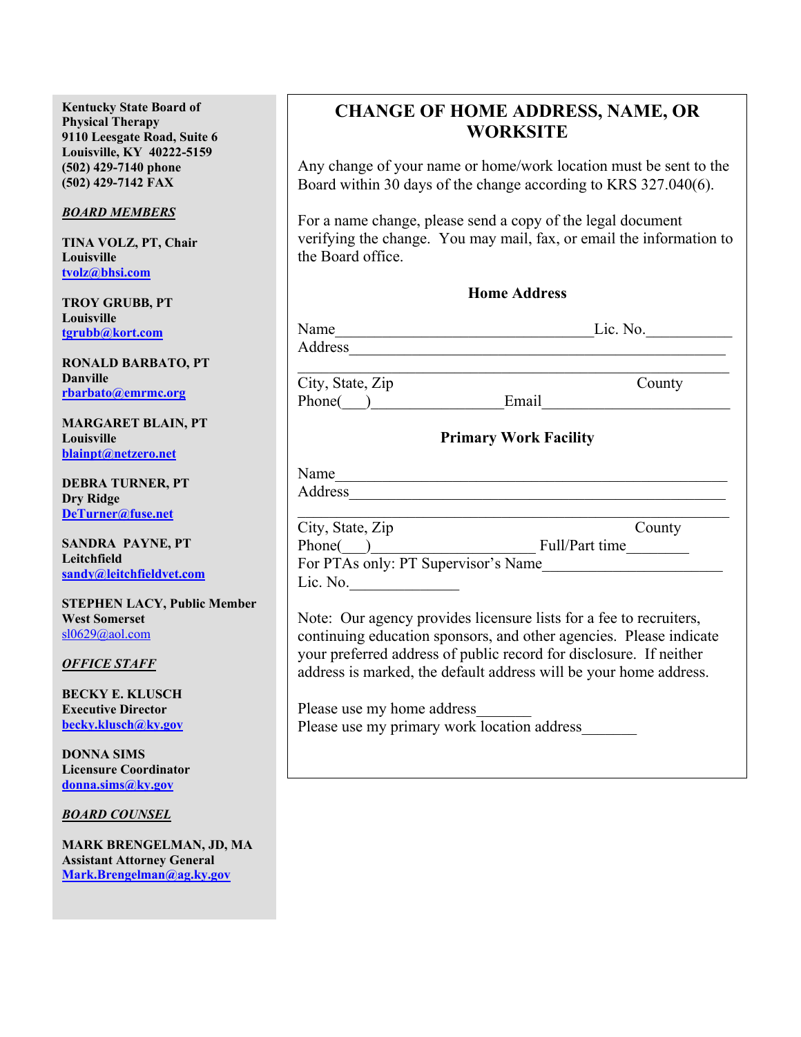**Kentucky State Board of Physical Therapy**
**9110 Leesgate Road, Suite 6**
**Louisville, KY 40222-5159**
**(502) 429-7140 phone**
**(502) 429-7142 FAX**

***BOARD MEMBERS***

**TINA VOLZ, PT, Chair**
**Louisville**
**tvolz@bhsi.com**

**TROY GRUBB, PT**
**Louisville**
**tgrubb@kort.com**

**RONALD BARBATO, PT**
**Danville**
**rbarbato@emrmc.org**

**MARGARET BLAIN, PT**
**Louisville**
**blainpt@netzero.net**

**DEBRA TURNER, PT**
**Dry Ridge**
**DeTurner@fuse.net**

**SANDRA PAYNE, PT**
**Leitchfield**
**sandy@leitchfieldvet.com**

**STEPHEN LACY, Public Member**
**West Somerset**
sl0629@aol.com

***OFFICE STAFF***

**BECKY E. KLUSCH**
**Executive Director**
**becky.klusch@ky.gov**

**DONNA SIMS**
**Licensure Coordinator**
**donna.sims@ky.gov**

***BOARD COUNSEL***

**MARK BRENGELMAN, JD, MA**
**Assistant Attorney General**
**Mark.Brengelman@ag.ky.gov**

# CHANGE OF HOME ADDRESS, NAME, OR WORKSITE

Any change of your name or home/work location must be sent to the Board within 30 days of the change according to KRS 327.040(6).

For a name change, please send a copy of the legal document verifying the change. You may mail, fax, or email the information to the Board office.

### Home Address

Name\_\_\_\_\_\_\_\_\_\_\_\_\_\_\_\_\_\_\_\_\_\_\_\_\_\_\_\_\_\_\_\_\_\_Lic. No.\_\_\_\_\_\_\_\_\_\_\_
Address\_\_\_\_\_\_\_\_\_\_\_\_\_\_\_\_\_\_\_\_\_\_\_\_\_\_\_\_\_\_\_\_\_\_\_\_\_\_\_\_\_\_\_\_\_\_\_\_\_\_
\_\_\_\_\_\_\_\_\_\_\_\_\_\_\_\_\_\_\_\_\_\_\_\_\_\_\_\_\_\_\_\_\_\_\_\_\_\_\_\_\_\_\_\_\_\_\_\_\_\_\_\_\_\_\_\_\_
City, State, Zip County
Phone(\_\_\_)\_\_\_\_\_\_\_\_\_\_\_\_\_\_\_\_\_\_Email\_\_\_\_\_\_\_\_\_\_\_\_\_\_\_\_\_\_\_\_\_\_\_\_\_

### Primary Work Facility

Name\_\_\_\_\_\_\_\_\_\_\_\_\_\_\_\_\_\_\_\_\_\_\_\_\_\_\_\_\_\_\_\_\_\_\_\_\_\_\_\_\_\_\_\_\_\_\_\_\_\_\_\_
Address\_\_\_\_\_\_\_\_\_\_\_\_\_\_\_\_\_\_\_\_\_\_\_\_\_\_\_\_\_\_\_\_\_\_\_\_\_\_\_\_\_\_\_\_\_\_\_\_\_\_
\_\_\_\_\_\_\_\_\_\_\_\_\_\_\_\_\_\_\_\_\_\_\_\_\_\_\_\_\_\_\_\_\_\_\_\_\_\_\_\_\_\_\_\_\_\_\_\_\_\_\_\_\_\_\_\_\_
City, State, Zip County
Phone(\_\_\_)\_\_\_\_\_\_\_\_\_\_\_\_\_\_\_\_\_\_\_\_\_ Full/Part time\_\_\_\_\_\_\_\_
For PTAs only: PT Supervisor's Name\_\_\_\_\_\_\_\_\_\_\_\_\_\_\_\_\_\_\_\_\_\_\_
Lic. No.\_\_\_\_\_\_\_\_\_\_\_\_\_\_

Note: Our agency provides licensure lists for a fee to recruiters, continuing education sponsors, and other agencies. Please indicate your preferred address of public record for disclosure. If neither address is marked, the default address will be your home address.

Please use my home address\_\_\_\_\_\_\_
Please use my primary work location address\_\_\_\_\_\_\_